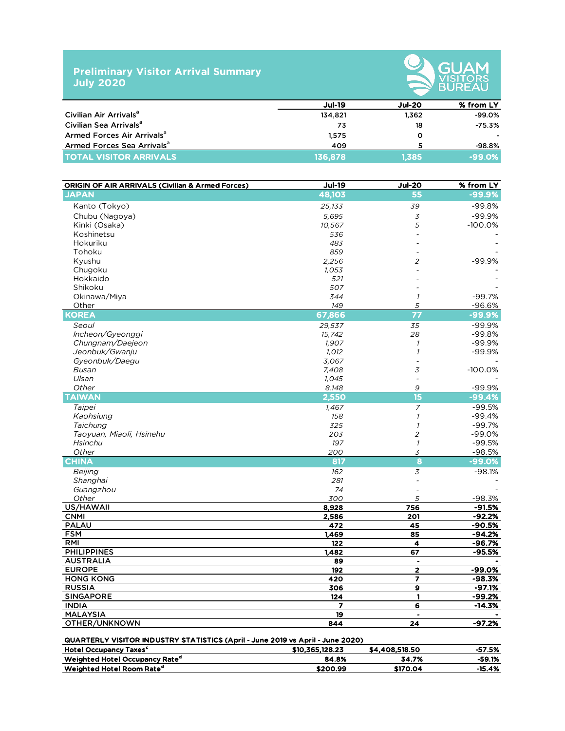# Preliminary Visitor Arrival Summary July 2020

GUAM VISITORS BUREAU

| | Jul-19 | Jul-20 | % from LY |
|---|---|---|---|
| Civilian Air Arrivals[a] | 134,821 | 1,362 | -99.0% |
| Civilian Sea Arrivals[a] | 73 | 18 | -75.3% |
| Armed Forces Air Arrivals[a] | 1,575 | 0 | - |
| Armed Forces Sea Arrivals[a] | 409 | 5 | -98.8% |
| **TOTAL VISITOR ARRIVALS** | **136,878** | **1,385** | **-99.0%** |

| ORIGIN OF AIR ARRIVALS (Civilian & Armed Forces) | Jul-19 | Jul-20 | % from LY |
|---|---|---|---|
| **JAPAN** | **48,103** | **55** | **-99.9%** |
| Kanto (Tokyo) | *25,133* | *39* | -99.8% |
| Chubu (Nagoya) | *5,695* | *3* | -99.9% |
| Kinki (Osaka) | *10,567* | *5* | -100.0% |
| Koshinetsu | *536* | - | - |
| Hokuriku | *483* | - | - |
| Tohoku | *859* | - | - |
| Kyushu | *2,256* | *2* | -99.9% |
| Chugoku | *1,053* | - | - |
| Hokkaido | *521* | - | - |
| Shikoku | *507* | - | - |
| Okinawa/Miya | *344* | *1* | -99.7% |
| Other | *149* | *5* | -96.6% |
| **KOREA** | **67,866** | **77** | **-99.9%** |
| *Seoul* | *29,537* | *35* | -99.9% |
| *Incheon/Gyeonggi* | *15,742* | *28* | -99.8% |
| *Chungnam/Daejeon* | *1,907* | *1* | -99.9% |
| *Jeonbuk/Gwanju* | *1,012* | *1* | -99.9% |
| *Gyeonbuk/Daegu* | *3,067* | - | - |
| *Busan* | *7,408* | *3* | -100.0% |
| *Ulsan* | *1,045* | - | - |
| *Other* | *8,148* | *9* | -99.9% |
| **TAIWAN** | **2,550** | **15** | **-99.4%** |
| *Taipei* | *1,467* | *7* | -99.5% |
| *Kaohsiung* | *158* | *1* | -99.4% |
| *Taichung* | *325* | *1* | -99.7% |
| *Taoyuan, Miaoli, Hsinehu* | *203* | *2* | -99.0% |
| *Hsinchu* | *197* | *1* | -99.5% |
| *Other* | *200* | *3* | -98.5% |
| **CHINA** | **817** | **8** | **-99.0%** |
| *Beijing* | *162* | *3* | -98.1% |
| *Shanghai* | *281* | - | - |
| *Guangzhou* | *74* | - | - |
| *Other* | *300* | *5* | -98.3% |
| **US/HAWAII** | **8,928** | **756** | **-91.5%** |
| **CNMI** | **2,586** | **201** | **-92.2%** |
| **PALAU** | **472** | **45** | **-90.5%** |
| **FSM** | **1,469** | **85** | **-94.2%** |
| **RMI** | **122** | **4** | **-96.7%** |
| **PHILIPPINES** | **1,482** | **67** | **-95.5%** |
| **AUSTRALIA** | **89** | **-** | **-** |
| **EUROPE** | **192** | **2** | **-99.0%** |
| **HONG KONG** | **420** | **7** | **-98.3%** |
| **RUSSIA** | **306** | **9** | **-97.1%** |
| **SINGAPORE** | **124** | **1** | **-99.2%** |
| **INDIA** | **7** | **6** | **-14.3%** |
| **MALAYSIA** | **19** | **-** | **-** |
| **OTHER/UNKNOWN** | **844** | **24** | **-97.2%** |

| QUARTERLY VISITOR INDUSTRY STATISTICS (April - June 2019 vs April - June 2020) | | | |
|---|---|---|---|
| **Hotel Occupancy Taxes[c]** | **$10,365,128.23** | **$4,408,518.50** | **-57.5%** |
| **Weighted Hotel Occupancy Rate[d]** | **84.8%** | **34.7%** | **-59.1%** |
| **Weighted Hotel Room Rate[d]** | **$200.99** | **$170.04** | **-15.4%** |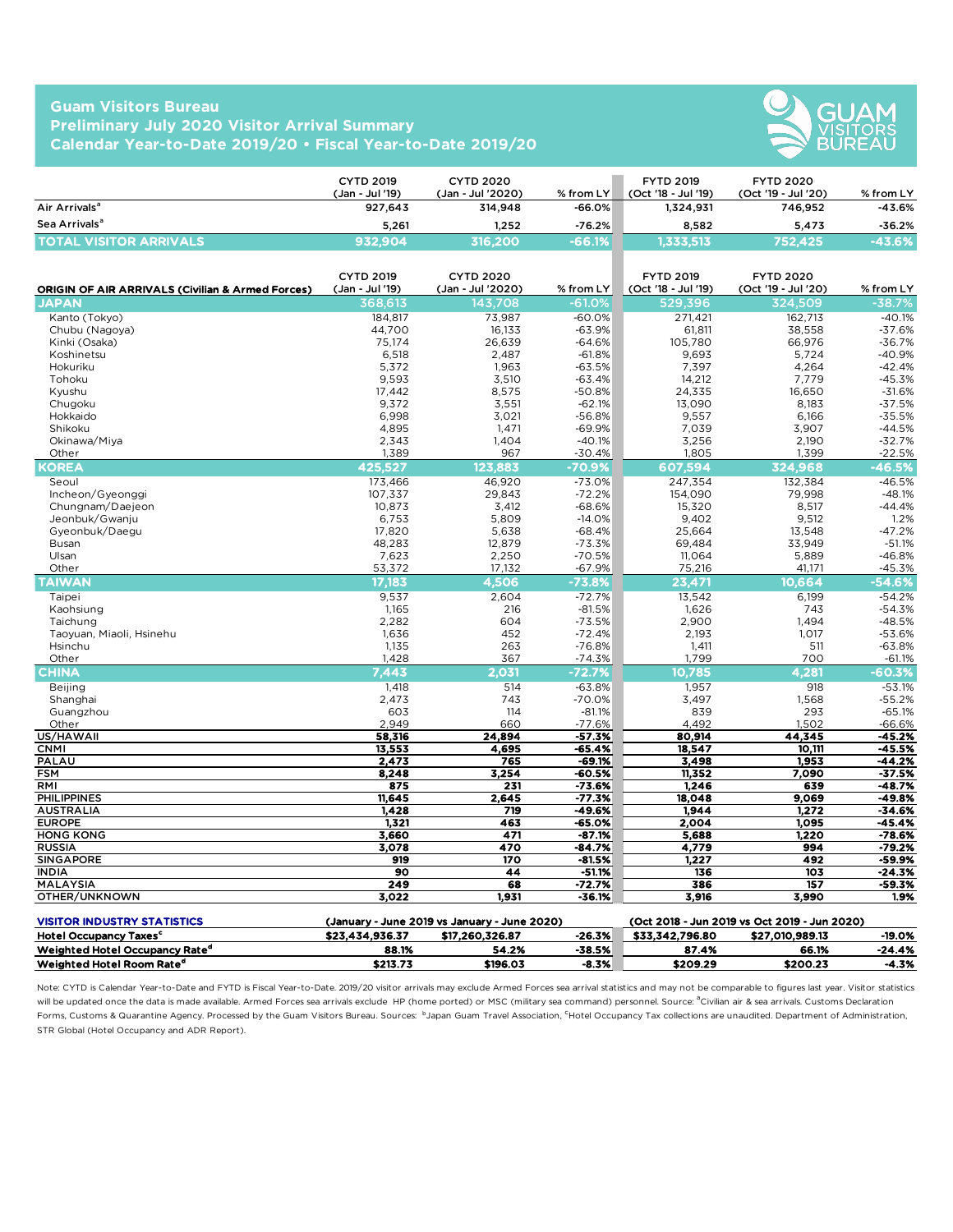# Guam Visitors Bureau
## Preliminary July 2020 Visitor Arrival Summary
## Calendar Year-to-Date 2019/20 • Fiscal Year-to-Date 2019/20

| | CYTD 2019 (Jan - Jul '19) | CYTD 2020 (Jan - Jul '2020) | % from LY | FYTD 2019 (Oct '18 - Jul '19) | FYTD 2020 (Oct '19 - Jul '20) | % from LY |
|---|---|---|---|---|---|---|
| Air Arrivals[a] | 927,643 | 314,948 | -66.0% | 1,324,931 | 746,952 | -43.6% |
| Sea Arrivals[a] | 5,261 | 1,252 | -76.2% | 8,582 | 5,473 | -36.2% |
| **TOTAL VISITOR ARRIVALS** | **932,904** | **316,200** | **-66.1%** | **1,333,513** | **752,425** | **-43.6%** |

| ORIGIN OF AIR ARRIVALS (Civilian & Armed Forces) | CYTD 2019 (Jan - Jul '19) | CYTD 2020 (Jan - Jul '2020) | % from LY | FYTD 2019 (Oct '18 - Jul '19) | FYTD 2020 (Oct '19 - Jul '20) | % from LY |
|---|---|---|---|---|---|---|
| **JAPAN** | **368,613** | **143,708** | **-61.0%** | **529,396** | **324,509** | **-38.7%** |
| Kanto (Tokyo) | 184,817 | 73,987 | -60.0% | 271,421 | 162,713 | -40.1% |
| Chubu (Nagoya) | 44,700 | 16,133 | -63.9% | 61,811 | 38,558 | -37.6% |
| Kinki (Osaka) | 75,174 | 26,639 | -64.6% | 105,780 | 66,976 | -36.7% |
| Koshinetsu | 6,518 | 2,487 | -61.8% | 9,693 | 5,724 | -40.9% |
| Hokuriku | 5,372 | 1,963 | -63.5% | 7,397 | 4,264 | -42.4% |
| Tohoku | 9,593 | 3,510 | -63.4% | 14,212 | 7,779 | -45.3% |
| Kyushu | 17,442 | 8,575 | -50.8% | 24,335 | 16,650 | -31.6% |
| Chugoku | 9,372 | 3,551 | -62.1% | 13,090 | 8,183 | -37.5% |
| Hokkaido | 6,998 | 3,021 | -56.8% | 9,557 | 6,166 | -35.5% |
| Shikoku | 4,895 | 1,471 | -69.9% | 7,039 | 3,907 | -44.5% |
| Okinawa/Miya | 2,343 | 1,404 | -40.1% | 3,256 | 2,190 | -32.7% |
| Other | 1,389 | 967 | -30.4% | 1,805 | 1,399 | -22.5% |
| **KOREA** | **425,527** | **123,883** | **-70.9%** | **607,594** | **324,968** | **-46.5%** |
| Seoul | 173,466 | 46,920 | -73.0% | 247,354 | 132,384 | -46.5% |
| Incheon/Gyeonggi | 107,337 | 29,843 | -72.2% | 154,090 | 79,998 | -48.1% |
| Chungnam/Daejeon | 10,873 | 3,412 | -68.6% | 15,320 | 8,517 | -44.4% |
| Jeonbuk/Gwanju | 6,753 | 5,809 | -14.0% | 9,402 | 9,512 | 1.2% |
| Gyeonbuk/Daegu | 17,820 | 5,638 | -68.4% | 25,664 | 13,548 | -47.2% |
| Busan | 48,283 | 12,879 | -73.3% | 69,484 | 33,949 | -51.1% |
| Ulsan | 7,623 | 2,250 | -70.5% | 11,064 | 5,889 | -46.8% |
| Other | 53,372 | 17,132 | -67.9% | 75,216 | 41,171 | -45.3% |
| **TAIWAN** | **17,183** | **4,506** | **-73.8%** | **23,471** | **10,664** | **-54.6%** |
| Taipei | 9,537 | 2,604 | -72.7% | 13,542 | 6,199 | -54.2% |
| Kaohsiung | 1,165 | 216 | -81.5% | 1,626 | 743 | -54.3% |
| Taichung | 2,282 | 604 | -73.5% | 2,900 | 1,494 | -48.5% |
| Taoyuan, Miaoli, Hsinehu | 1,636 | 452 | -72.4% | 2,193 | 1,017 | -53.6% |
| Hsinchu | 1,135 | 263 | -76.8% | 1,411 | 511 | -63.8% |
| Other | 1,428 | 367 | -74.3% | 1,799 | 700 | -61.1% |
| **CHINA** | **7,443** | **2,031** | **-72.7%** | **10,785** | **4,281** | **-60.3%** |
| Beijing | 1,418 | 514 | -63.8% | 1,957 | 918 | -53.1% |
| Shanghai | 2,473 | 743 | -70.0% | 3,497 | 1,568 | -55.2% |
| Guangzhou | 603 | 114 | -81.1% | 839 | 293 | -65.1% |
| Other | 2,949 | 660 | -77.6% | 4,492 | 1,502 | -66.6% |
| **US/HAWAII** | **58,316** | **24,894** | **-57.3%** | **80,914** | **44,345** | **-45.2%** |
| **CNMI** | **13,553** | **4,695** | **-65.4%** | **18,547** | **10,111** | **-45.5%** |
| **PALAU** | **2,473** | **765** | **-69.1%** | **3,498** | **1,953** | **-44.2%** |
| **FSM** | **8,248** | **3,254** | **-60.5%** | **11,352** | **7,090** | **-37.5%** |
| **RMI** | **875** | **231** | **-73.6%** | **1,246** | **639** | **-48.7%** |
| **PHILIPPINES** | **11,645** | **2,645** | **-77.3%** | **18,048** | **9,069** | **-49.8%** |
| **AUSTRALIA** | **1,428** | **719** | **-49.6%** | **1,944** | **1,272** | **-34.6%** |
| **EUROPE** | **1,321** | **463** | **-65.0%** | **2,004** | **1,095** | **-45.4%** |
| **HONG KONG** | **3,660** | **471** | **-87.1%** | **5,688** | **1,220** | **-78.6%** |
| **RUSSIA** | **3,078** | **470** | **-84.7%** | **4,779** | **994** | **-79.2%** |
| **SINGAPORE** | **919** | **170** | **-81.5%** | **1,227** | **492** | **-59.9%** |
| **INDIA** | **90** | **44** | **-51.1%** | **136** | **103** | **-24.3%** |
| **MALAYSIA** | **249** | **68** | **-72.7%** | **386** | **157** | **-59.3%** |
| **OTHER/UNKNOWN** | **3,022** | **1,931** | **-36.1%** | **3,916** | **3,990** | **1.9%** |

| VISITOR INDUSTRY STATISTICS | (January - June 2019 vs January - June 2020) | | | (Oct 2018 - Jun 2019 vs Oct 2019 - Jun 2020) | | |
|---|---|---|---|---|---|---|
| Hotel Occupancy Taxes[c] | $23,434,936.37 | $17,260,326.87 | -26.3% | $33,342,796.80 | $27,010,989.13 | -19.0% |
| Weighted Hotel Occupancy Rate[d] | 88.1% | 54.2% | -38.5% | 87.4% | 66.1% | -24.4% |
| Weighted Hotel Room Rate[d] | $213.73 | $196.03 | -8.3% | $209.29 | $200.23 | -4.3% |

Note: CYTD is Calendar Year-to-Date and FYTD is Fiscal Year-to-Date. 2019/20 visitor arrivals may exclude Armed Forces sea arrival statistics and may not be comparable to figures last year. Visitor statistics will be updated once the data is made available. Armed Forces sea arrivals exclude HP (home ported) or MSC (military sea command) personnel. Source: [a]Civilian air & sea arrivals. Customs Declaration Forms, Customs & Quarantine Agency. Processed by the Guam Visitors Bureau. Sources: [b]Japan Guam Travel Association, [c]Hotel Occupancy Tax collections are unaudited. Department of Administration, STR Global (Hotel Occupancy and ADR Report).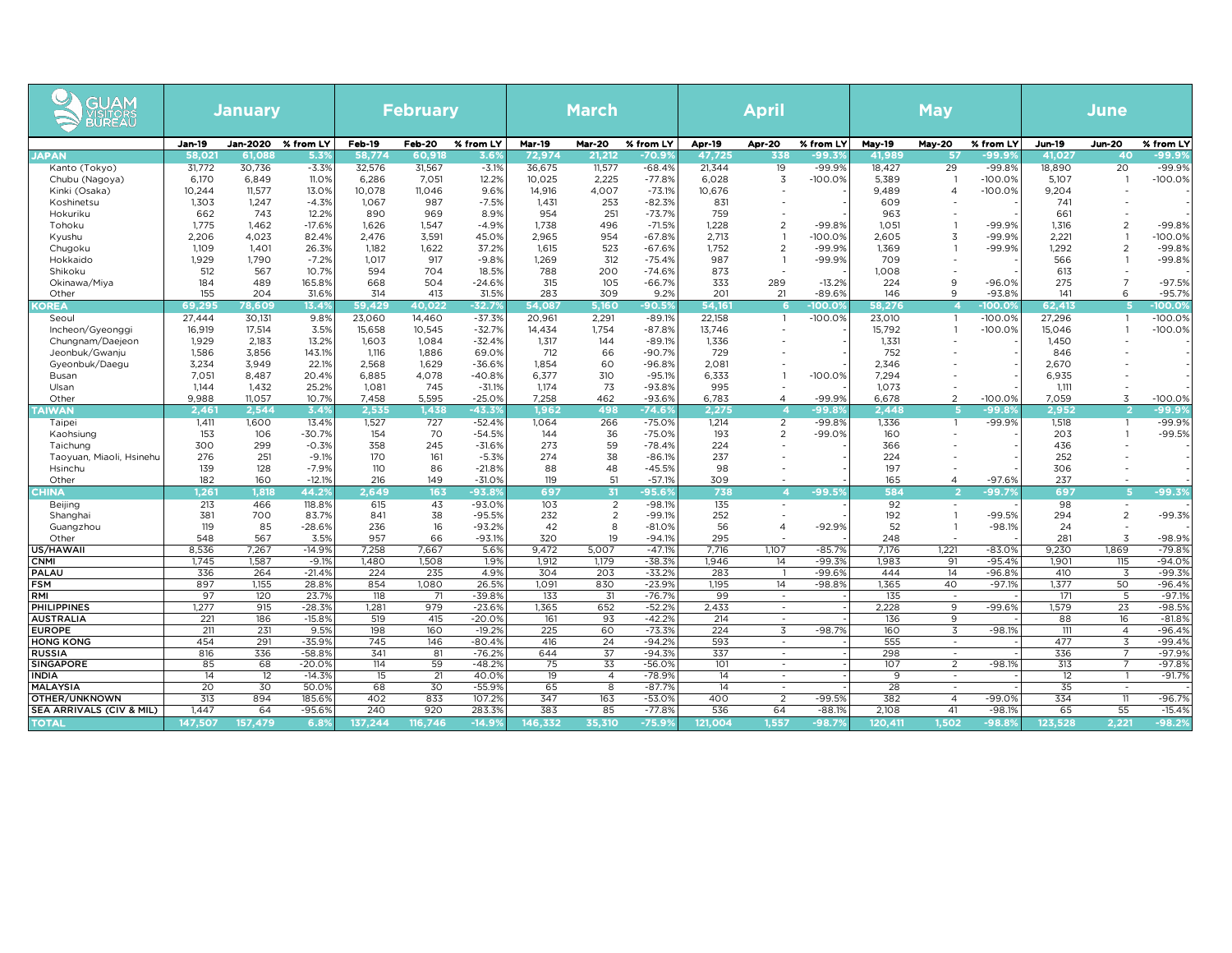| GUAM VISITORS BUREAU | January | | | February | | | March | | | April | | | May | | | June | | |
|---|---|---|---|---|---|---|---|---|---|---|---|---|---|---|---|---|---|---|
| | Jan-19 | Jan-2020 | % from LY | Feb-19 | Feb-20 | % from LY | Mar-19 | Mar-20 | % from LY | Apr-19 | Apr-20 | % from LY | May-19 | May-20 | % from LY | Jun-19 | Jun-20 | % from LY |
| **JAPAN** | **58,021** | **61,088** | **5.3%** | **58,774** | **60,918** | **3.6%** | **72,974** | **21,212** | **-70.9%** | **47,725** | **338** | **-99.3%** | **41,989** | **57** | **-99.9%** | **41,027** | **40** | **-99.9%** |
| Kanto (Tokyo) | 31,772 | 30,736 | -3.3% | 32,576 | 31,567 | -3.1% | 36,675 | 11,577 | -68.4% | 21,344 | 19 | -99.9% | 18,427 | 29 | -99.8% | 18,890 | 20 | -99.9% |
| Chubu (Nagoya) | 6,170 | 6,849 | 11.0% | 6,286 | 7,051 | 12.2% | 10,025 | 2,225 | -77.8% | 6,028 | 3 | -100.0% | 5,389 | 1 | -100.0% | 5,107 | 1 | -100.0% |
| Kinki (Osaka) | 10,244 | 11,577 | 13.0% | 10,078 | 11,046 | 9.6% | 14,916 | 4,007 | -73.1% | 10,676 | - | - | 9,489 | 4 | -100.0% | 9,204 | - | - |
| Koshinetsu | 1,303 | 1,247 | -4.3% | 1,067 | 987 | -7.5% | 1,431 | 253 | -82.3% | 831 | - | - | 609 | - | - | 741 | - | - |
| Hokuriku | 662 | 743 | 12.2% | 890 | 969 | 8.9% | 954 | 251 | -73.7% | 759 | - | - | 963 | - | - | 661 | - | - |
| Tohoku | 1,775 | 1,462 | -17.6% | 1,626 | 1,547 | -4.9% | 1,738 | 496 | -71.5% | 1,228 | 2 | -99.8% | 1,051 | 1 | -99.9% | 1,316 | 2 | -99.8% |
| Kyushu | 2,206 | 4,023 | 82.4% | 2,476 | 3,591 | 45.0% | 2,965 | 954 | -67.8% | 2,713 | 1 | -100.0% | 2,605 | 3 | -99.9% | 2,221 | 1 | -100.0% |
| Chugoku | 1,109 | 1,401 | 26.3% | 1,182 | 1,622 | 37.2% | 1,615 | 523 | -67.6% | 1,752 | 2 | -99.9% | 1,369 | 1 | -99.9% | 1,292 | 2 | -99.8% |
| Hokkaido | 1,929 | 1,790 | -7.2% | 1,017 | 917 | -9.8% | 1,269 | 312 | -75.4% | 987 | 1 | -99.9% | 709 | - | - | 566 | 1 | -99.8% |
| Shikoku | 512 | 567 | 10.7% | 594 | 704 | 18.5% | 788 | 200 | -74.6% | 873 | - | - | 1,008 | - | - | 613 | - | - |
| Okinawa/Miya | 184 | 489 | 165.8% | 668 | 504 | -24.6% | 315 | 105 | -66.7% | 333 | 289 | -13.2% | 224 | 9 | -96.0% | 275 | 7 | -97.5% |
| Other | 155 | 204 | 31.6% | 314 | 413 | 31.5% | 283 | 309 | 9.2% | 201 | 21 | -89.6% | 146 | 9 | -93.8% | 141 | 6 | -95.7% |
| **KOREA** | **69,295** | **78,609** | **13.4%** | **59,429** | **40,022** | **-32.7%** | **54,087** | **5,160** | **-90.5%** | **54,161** | **6** | **-100.0%** | **58,276** | **4** | **-100.0%** | **62,413** | **5** | **-100.0%** |
| Seoul | 27,444 | 30,131 | 9.8% | 23,060 | 14,460 | -37.3% | 20,961 | 2,291 | -89.1% | 22,158 | 1 | -100.0% | 23,010 | 1 | -100.0% | 27,296 | 1 | -100.0% |
| Incheon/Gyeonggi | 16,919 | 17,514 | 3.5% | 15,658 | 10,545 | -32.7% | 14,434 | 1,754 | -87.8% | 13,746 | - | - | 15,792 | 1 | -100.0% | 15,046 | 1 | -100.0% |
| Chungnam/Daejeon | 1,929 | 2,183 | 13.2% | 1,603 | 1,084 | -32.4% | 1,317 | 144 | -89.1% | 1,336 | - | - | 1,331 | - | - | 1,450 | - | - |
| Jeonbuk/Gwanju | 1,586 | 3,856 | 143.1% | 1,116 | 1,886 | 69.0% | 712 | 66 | -90.7% | 729 | - | - | 752 | - | - | 846 | - | - |
| Gyeonbuk/Daegu | 3,234 | 3,949 | 22.1% | 2,568 | 1,629 | -36.6% | 1,854 | 60 | -96.8% | 2,081 | - | - | 2,346 | - | - | 2,670 | - | - |
| Busan | 7,051 | 8,487 | 20.4% | 6,885 | 4,078 | -40.8% | 6,377 | 310 | -95.1% | 6,333 | 1 | -100.0% | 7,294 | - | - | 6,935 | - | - |
| Ulsan | 1,144 | 1,432 | 25.2% | 1,081 | 745 | -31.1% | 1,174 | 73 | -93.8% | 995 | - | - | 1,073 | - | - | 1,111 | - | - |
| Other | 9,988 | 11,057 | 10.7% | 7,458 | 5,595 | -25.0% | 7,258 | 462 | -93.6% | 6,783 | 4 | -99.9% | 6,678 | 2 | -100.0% | 7,059 | 3 | -100.0% |
| **TAIWAN** | **2,461** | **2,544** | **3.4%** | **2,535** | **1,438** | **-43.3%** | **1,962** | **498** | **-74.6%** | **2,275** | **4** | **-99.8%** | **2,448** | **5** | **-99.8%** | **2,952** | **2** | **-99.9%** |
| Taipei | 1,411 | 1,600 | 13.4% | 1,527 | 727 | -52.4% | 1,064 | 266 | -75.0% | 1,214 | 2 | -99.8% | 1,336 | 1 | -99.9% | 1,518 | 1 | -99.9% |
| Kaohsiung | 153 | 106 | -30.7% | 154 | 70 | -54.5% | 144 | 36 | -75.0% | 193 | 2 | -99.0% | 160 | - | - | 203 | 1 | -99.5% |
| Taichung | 300 | 299 | -0.3% | 358 | 245 | -31.6% | 273 | 59 | -78.4% | 224 | - | - | 366 | - | - | 436 | - | - |
| Taoyuan, Miaoli, Hsinehu | 276 | 251 | -9.1% | 170 | 161 | -5.3% | 274 | 38 | -86.1% | 237 | - | - | 224 | - | - | 252 | - | - |
| Hsinchu | 139 | 128 | -7.9% | 110 | 86 | -21.8% | 88 | 48 | -45.5% | 98 | - | - | 197 | - | - | 306 | - | - |
| Other | 182 | 160 | -12.1% | 216 | 149 | -31.0% | 119 | 51 | -57.1% | 309 | - | - | 165 | 4 | -97.6% | 237 | - | - |
| **CHINA** | **1,261** | **1,818** | **44.2%** | **2,649** | **163** | **-93.8%** | **697** | **31** | **-95.6%** | **738** | **4** | **-99.5%** | **584** | **2** | **-99.7%** | **697** | **5** | **-99.3%** |
| Beijing | 213 | 466 | 118.8% | 615 | 43 | -93.0% | 103 | 2 | -98.1% | 135 | - | - | 92 | - | - | 98 | - | - |
| Shanghai | 381 | 700 | 83.7% | 841 | 38 | -95.5% | 232 | 2 | -99.1% | 252 | - | - | 192 | 1 | -99.5% | 294 | 2 | -99.3% |
| Guangzhou | 119 | 85 | -28.6% | 236 | 16 | -93.2% | 42 | 8 | -81.0% | 56 | 4 | -92.9% | 52 | 1 | -98.1% | 24 | - | - |
| Other | 548 | 567 | 3.5% | 957 | 66 | -93.1% | 320 | 19 | -94.1% | 295 | - | - | 248 | - | - | 281 | 3 | -98.9% |
| **US/HAWAII** | 8,536 | 7,267 | -14.9% | 7,258 | 7,667 | 5.6% | 9,472 | 5,007 | -47.1% | 7,716 | 1,107 | -85.7% | 7,176 | 1,221 | -83.0% | 9,230 | 1,869 | -79.8% |
| **CNMI** | 1,745 | 1,587 | -9.1% | 1,480 | 1,508 | 1.9% | 1,912 | 1,179 | -38.3% | 1,946 | 14 | -99.3% | 1,983 | 91 | -95.4% | 1,901 | 115 | -94.0% |
| **PALAU** | 336 | 264 | -21.4% | 224 | 235 | 4.9% | 304 | 203 | -33.2% | 283 | 1 | -99.6% | 444 | 14 | -96.8% | 410 | 3 | -99.3% |
| **FSM** | 897 | 1,155 | 28.8% | 854 | 1,080 | 26.5% | 1,091 | 830 | -23.9% | 1,195 | 14 | -98.8% | 1,365 | 40 | -97.1% | 1,377 | 50 | -96.4% |
| **RMI** | 97 | 120 | 23.7% | 118 | 71 | -39.8% | 133 | 31 | -76.7% | 99 | - | - | 135 | - | - | 171 | 5 | -97.1% |
| **PHILIPPINES** | 1,277 | 915 | -28.3% | 1,281 | 979 | -23.6% | 1,365 | 652 | -52.2% | 2,433 | - | - | 2,228 | 9 | -99.6% | 1,579 | 23 | -98.5% |
| **AUSTRALIA** | 221 | 186 | -15.8% | 519 | 415 | -20.0% | 161 | 93 | -42.2% | 214 | - | - | 136 | 9 | - | 88 | 16 | -81.8% |
| **EUROPE** | 211 | 231 | 9.5% | 198 | 160 | -19.2% | 225 | 60 | -73.3% | 224 | 3 | -98.7% | 160 | 3 | -98.1% | 111 | 4 | -96.4% |
| **HONG KONG** | 454 | 291 | -35.9% | 745 | 146 | -80.4% | 416 | 24 | -94.2% | 593 | - | - | 555 | - | - | 477 | 3 | -99.4% |
| **RUSSIA** | 816 | 336 | -58.8% | 341 | 81 | -76.2% | 644 | 37 | -94.3% | 337 | - | - | 298 | - | - | 336 | 7 | -97.9% |
| **SINGAPORE** | 85 | 68 | -20.0% | 114 | 59 | -48.2% | 75 | 33 | -56.0% | 101 | - | - | 107 | 2 | -98.1% | 313 | 7 | -97.8% |
| **INDIA** | 14 | 12 | -14.3% | 15 | 21 | 40.0% | 19 | 4 | -78.9% | 14 | - | - | 9 | - | - | 12 | 1 | -91.7% |
| **MALAYSIA** | 20 | 30 | 50.0% | 68 | 30 | -55.9% | 65 | 8 | -87.7% | 14 | - | - | 28 | - | - | 35 | - | - |
| **OTHER/UNKNOWN** | 313 | 894 | 185.6% | 402 | 833 | 107.2% | 347 | 163 | -53.0% | 400 | 2 | -99.5% | 382 | 4 | -99.0% | 334 | 11 | -96.7% |
| **SEA ARRIVALS (CIV & MIL)** | 1,447 | 64 | -95.6% | 240 | 920 | 283.3% | 383 | 85 | -77.8% | 536 | 64 | -88.1% | 2,108 | 41 | -98.1% | 65 | 55 | -15.4% |
| **TOTAL** | **147,507** | **157,479** | **6.8%** | **137,244** | **116,746** | **-14.9%** | **146,332** | **35,310** | **-75.9%** | **121,004** | **1,557** | **-98.7%** | **120,411** | **1,502** | **-98.8%** | **123,528** | **2,221** | **-98.2%** |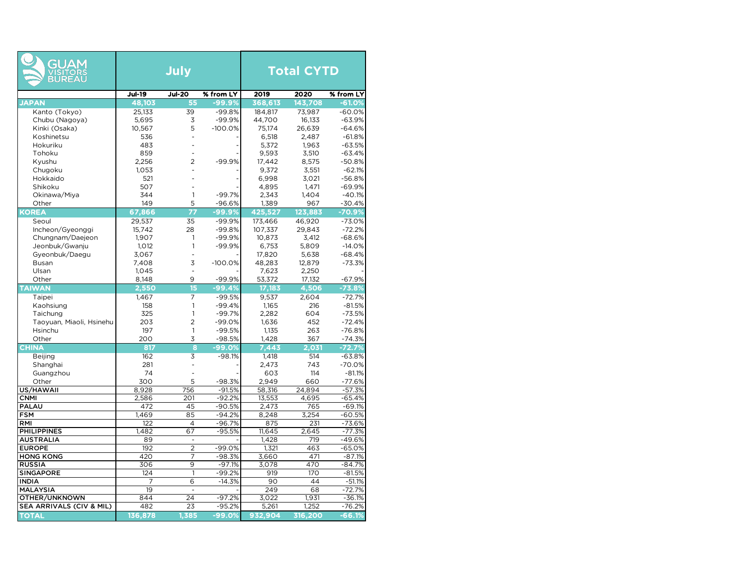| GUAM VISITORS BUREAU | July | | | Total CYTD | | |
|---|---|---|---|---|---|---|
| | Jul-19 | Jul-20 | % from LY | 2019 | 2020 | % from LY |
| **JAPAN** | **48,103** | **55** | **-99.9%** | **368,613** | **143,708** | **-61.0%** |
| Kanto (Tokyo) | 25,133 | 39 | -99.8% | 184,817 | 73,987 | -60.0% |
| Chubu (Nagoya) | 5,695 | 3 | -99.9% | 44,700 | 16,133 | -63.9% |
| Kinki (Osaka) | 10,567 | 5 | -100.0% | 75,174 | 26,639 | -64.6% |
| Koshinetsu | 536 | - | - | 6,518 | 2,487 | -61.8% |
| Hokuriku | 483 | - | - | 5,372 | 1,963 | -63.5% |
| Tohoku | 859 | - | - | 9,593 | 3,510 | -63.4% |
| Kyushu | 2,256 | 2 | -99.9% | 17,442 | 8,575 | -50.8% |
| Chugoku | 1,053 | - | - | 9,372 | 3,551 | -62.1% |
| Hokkaido | 521 | - | - | 6,998 | 3,021 | -56.8% |
| Shikoku | 507 | - | - | 4,895 | 1,471 | -69.9% |
| Okinawa/Miya | 344 | 1 | -99.7% | 2,343 | 1,404 | -40.1% |
| Other | 149 | 5 | -96.6% | 1,389 | 967 | -30.4% |
| **KOREA** | **67,866** | **77** | **-99.9%** | **425,527** | **123,883** | **-70.9%** |
| Seoul | 29,537 | 35 | -99.9% | 173,466 | 46,920 | -73.0% |
| Incheon/Gyeonggi | 15,742 | 28 | -99.8% | 107,337 | 29,843 | -72.2% |
| Chungnam/Daejeon | 1,907 | 1 | -99.9% | 10,873 | 3,412 | -68.6% |
| Jeonbuk/Gwanju | 1,012 | 1 | -99.9% | 6,753 | 5,809 | -14.0% |
| Gyeonbuk/Daegu | 3,067 | - | - | 17,820 | 5,638 | -68.4% |
| Busan | 7,408 | 3 | -100.0% | 48,283 | 12,879 | -73.3% |
| Ulsan | 1,045 | - | - | 7,623 | 2,250 | - |
| Other | 8,148 | 9 | -99.9% | 53,372 | 17,132 | -67.9% |
| **TAIWAN** | **2,550** | **15** | **-99.4%** | **17,183** | **4,506** | **-73.8%** |
| Taipei | 1,467 | 7 | -99.5% | 9,537 | 2,604 | -72.7% |
| Kaohsiung | 158 | 1 | -99.4% | 1,165 | 216 | -81.5% |
| Taichung | 325 | 1 | -99.7% | 2,282 | 604 | -73.5% |
| Taoyuan, Miaoli, Hsinehu | 203 | 2 | -99.0% | 1,636 | 452 | -72.4% |
| Hsinchu | 197 | 1 | -99.5% | 1,135 | 263 | -76.8% |
| Other | 200 | 3 | -98.5% | 1,428 | 367 | -74.3% |
| **CHINA** | **817** | **8** | **-99.0%** | **7,443** | **2,031** | **-72.7%** |
| Beijing | 162 | 3 | -98.1% | 1,418 | 514 | -63.8% |
| Shanghai | 281 | - | - | 2,473 | 743 | -70.0% |
| Guangzhou | 74 | - | - | 603 | 114 | -81.1% |
| Other | 300 | 5 | -98.3% | 2,949 | 660 | -77.6% |
| **US/HAWAII** | 8,928 | 756 | -91.5% | 58,316 | 24,894 | -57.3% |
| **CNMI** | 2,586 | 201 | -92.2% | 13,553 | 4,695 | -65.4% |
| **PALAU** | 472 | 45 | -90.5% | 2,473 | 765 | -69.1% |
| **FSM** | 1,469 | 85 | -94.2% | 8,248 | 3,254 | -60.5% |
| **RMI** | 122 | 4 | -96.7% | 875 | 231 | -73.6% |
| **PHILIPPINES** | 1,482 | 67 | -95.5% | 11,645 | 2,645 | -77.3% |
| **AUSTRALIA** | 89 | - | - | 1,428 | 719 | -49.6% |
| **EUROPE** | 192 | 2 | -99.0% | 1,321 | 463 | -65.0% |
| **HONG KONG** | 420 | 7 | -98.3% | 3,660 | 471 | -87.1% |
| **RUSSIA** | 306 | 9 | -97.1% | 3,078 | 470 | -84.7% |
| **SINGAPORE** | 124 | 1 | -99.2% | 919 | 170 | -81.5% |
| **INDIA** | 7 | 6 | -14.3% | 90 | 44 | -51.1% |
| **MALAYSIA** | 19 | - | - | 249 | 68 | -72.7% |
| **OTHER/UNKNOWN** | 844 | 24 | -97.2% | 3,022 | 1,931 | -36.1% |
| **SEA ARRIVALS (CIV & MIL)** | 482 | 23 | -95.2% | 5,261 | 1,252 | -76.2% |
| **TOTAL** | **136,878** | **1,385** | **-99.0%** | **932,904** | **316,200** | **-66.1%** |